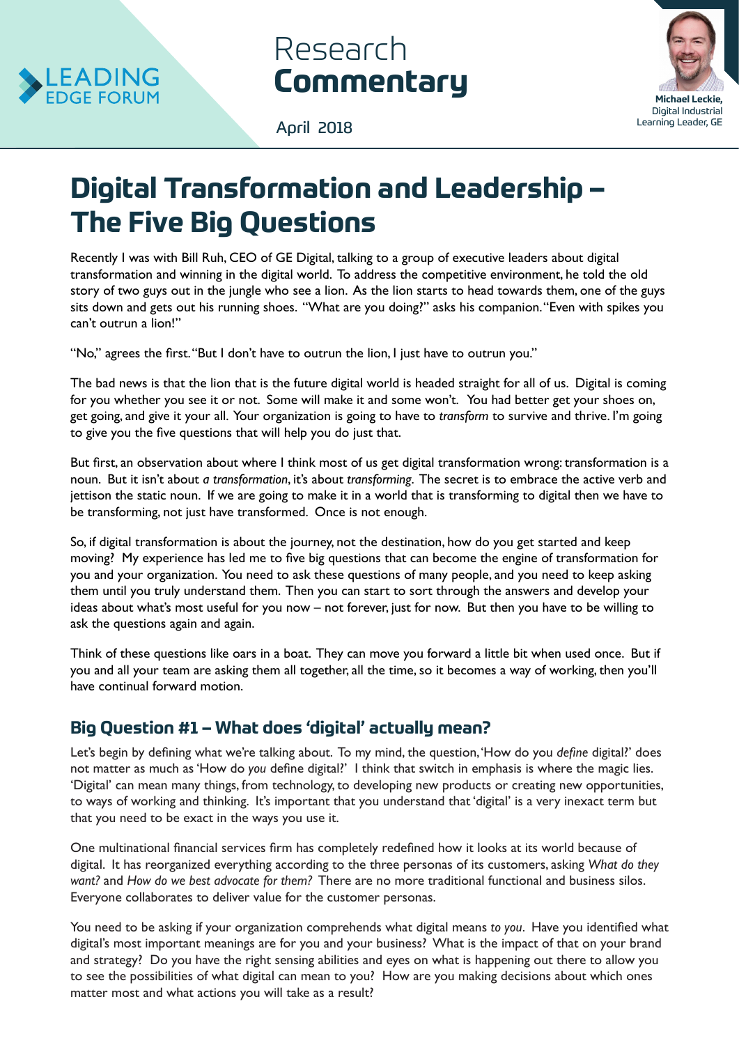LEADING EDGE FORUM

Research **Commentary**

April 2018

**Michael Leckie,** Digital Industrial Learning Leader, GE

# Digital Transformation and Leadership – The Five Big Questions

Recently I was with Bill Ruh, CEO of GE Digital, talking to a group of executive leaders about digital transformation and winning in the digital world. To address the competitive environment, he told the old story of two guys out in the jungle who see a lion. As the lion starts to head towards them, one of the guys sits down and gets out his running shoes. "What are you doing?" asks his companion. "Even with spikes you can't outrun a lion!"

"No," agrees the first. "But I don't have to outrun the lion, I just have to outrun you."

The bad news is that the lion that is the future digital world is headed straight for all of us. Digital is coming for you whether you see it or not. Some will make it and some won't. You had better get your shoes on, get going, and give it your all. Your organization is going to have to *transform* to survive and thrive. I'm going to give you the five questions that will help you do just that.

But first, an observation about where I think most of us get digital transformation wrong: transformation is a noun. But it isn't about *a transformation*, it's about *transforming*. The secret is to embrace the active verb and jettison the static noun. If we are going to make it in a world that is transforming to digital then we have to be transforming, not just have transformed. Once is not enough.

So, if digital transformation is about the journey, not the destination, how do you get started and keep moving? My experience has led me to five big questions that can become the engine of transformation for you and your organization. You need to ask these questions of many people, and you need to keep asking them until you truly understand them. Then you can start to sort through the answers and develop your ideas about what's most useful for you now – not forever, just for now. But then you have to be willing to ask the questions again and again.

Think of these questions like oars in a boat. They can move you forward a little bit when used once. But if you and all your team are asking them all together, all the time, so it becomes a way of working, then you'll have continual forward motion.

## Big Question #1 – What does 'digital' actually mean?

Let's begin by defining what we're talking about. To my mind, the question, 'How do you *define* digital?' does not matter as much as 'How do *you* define digital?' I think that switch in emphasis is where the magic lies. 'Digital' can mean many things, from technology, to developing new products or creating new opportunities, to ways of working and thinking. It's important that you understand that 'digital' is a very inexact term but that you need to be exact in the ways you use it.

One multinational financial services firm has completely redefined how it looks at its world because of digital. It has reorganized everything according to the three personas of its customers, asking *What do they want?* and *How do we best advocate for them?* There are no more traditional functional and business silos. Everyone collaborates to deliver value for the customer personas.

You need to be asking if your organization comprehends what digital means *to you*. Have you identified what digital's most important meanings are for you and your business? What is the impact of that on your brand and strategy? Do you have the right sensing abilities and eyes on what is happening out there to allow you to see the possibilities of what digital can mean to you? How are you making decisions about which ones matter most and what actions you will take as a result?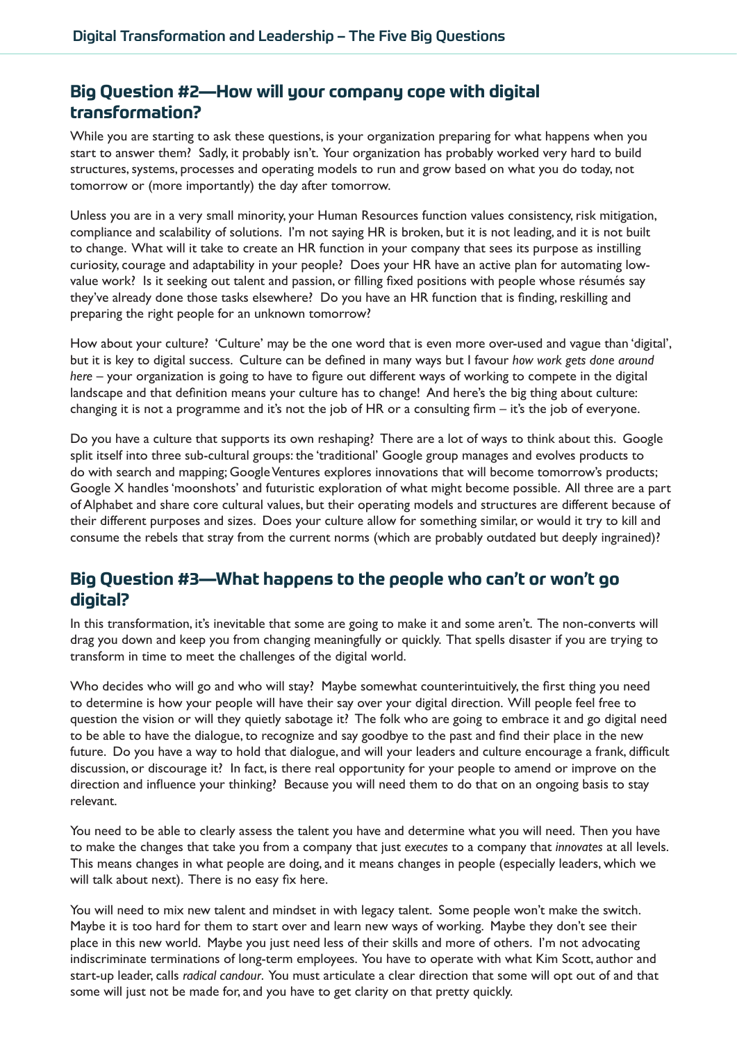## Big Question #2—How will your company cope with digital transformation?

While you are starting to ask these questions, is your organization preparing for what happens when you start to answer them? Sadly, it probably isn't. Your organization has probably worked very hard to build structures, systems, processes and operating models to run and grow based on what you do today, not tomorrow or (more importantly) the day after tomorrow.

Unless you are in a very small minority, your Human Resources function values consistency, risk mitigation, compliance and scalability of solutions. I'm not saying HR is broken, but it is not leading, and it is not built to change. What will it take to create an HR function in your company that sees its purpose as instilling curiosity, courage and adaptability in your people? Does your HR have an active plan for automating low-value work? Is it seeking out talent and passion, or filling fixed positions with people whose résumés say they've already done those tasks elsewhere? Do you have an HR function that is finding, reskilling and preparing the right people for an unknown tomorrow?

How about your culture? 'Culture' may be the one word that is even more over-used and vague than 'digital', but it is key to digital success. Culture can be defined in many ways but I favour *how work gets done around here* – your organization is going to have to figure out different ways of working to compete in the digital landscape and that definition means your culture has to change! And here's the big thing about culture: changing it is not a programme and it's not the job of HR or a consulting firm – it's the job of everyone.

Do you have a culture that supports its own reshaping? There are a lot of ways to think about this. Google split itself into three sub-cultural groups: the 'traditional' Google group manages and evolves products to do with search and mapping; Google Ventures explores innovations that will become tomorrow's products; Google X handles 'moonshots' and futuristic exploration of what might become possible. All three are a part of Alphabet and share core cultural values, but their operating models and structures are different because of their different purposes and sizes. Does your culture allow for something similar, or would it try to kill and consume the rebels that stray from the current norms (which are probably outdated but deeply ingrained)?

## Big Question #3—What happens to the people who can't or won't go digital?

In this transformation, it's inevitable that some are going to make it and some aren't. The non-converts will drag you down and keep you from changing meaningfully or quickly. That spells disaster if you are trying to transform in time to meet the challenges of the digital world.

Who decides who will go and who will stay? Maybe somewhat counterintuitively, the first thing you need to determine is how your people will have their say over your digital direction. Will people feel free to question the vision or will they quietly sabotage it? The folk who are going to embrace it and go digital need to be able to have the dialogue, to recognize and say goodbye to the past and find their place in the new future. Do you have a way to hold that dialogue, and will your leaders and culture encourage a frank, difficult discussion, or discourage it? In fact, is there real opportunity for your people to amend or improve on the direction and influence your thinking? Because you will need them to do that on an ongoing basis to stay relevant.

You need to be able to clearly assess the talent you have and determine what you will need. Then you have to make the changes that take you from a company that just *executes* to a company that *innovates* at all levels. This means changes in what people are doing, and it means changes in people (especially leaders, which we will talk about next). There is no easy fix here.

You will need to mix new talent and mindset in with legacy talent. Some people won't make the switch. Maybe it is too hard for them to start over and learn new ways of working. Maybe they don't see their place in this new world. Maybe you just need less of their skills and more of others. I'm not advocating indiscriminate terminations of long-term employees. You have to operate with what Kim Scott, author and start-up leader, calls *radical candour*. You must articulate a clear direction that some will opt out of and that some will just not be made for, and you have to get clarity on that pretty quickly.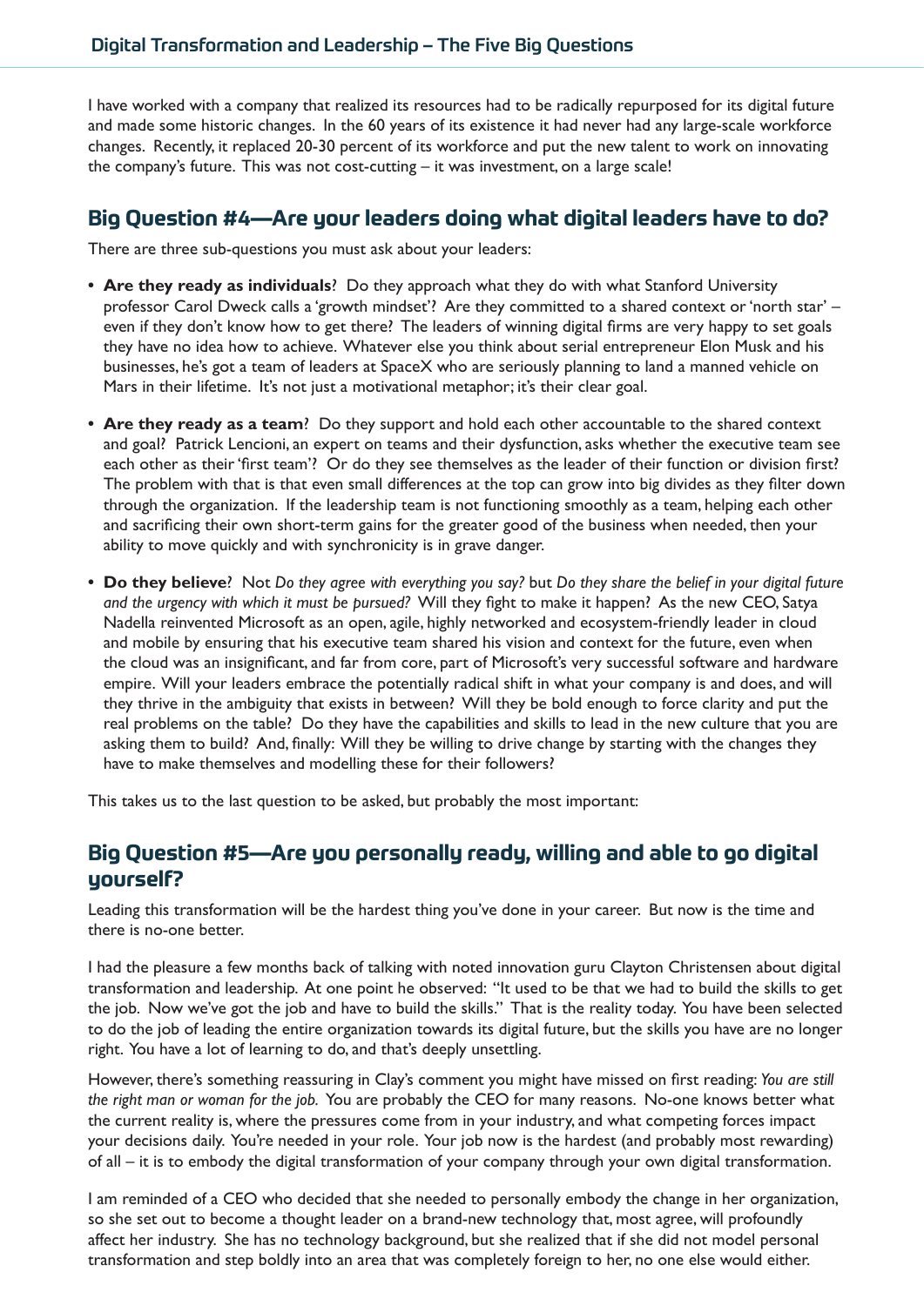I have worked with a company that realized its resources had to be radically repurposed for its digital future and made some historic changes. In the 60 years of its existence it had never had any large-scale workforce changes. Recently, it replaced 20-30 percent of its workforce and put the new talent to work on innovating the company's future. This was not cost-cutting – it was investment, on a large scale!

## Big Question #4—Are your leaders doing what digital leaders have to do?

There are three sub-questions you must ask about your leaders:

- **Are they ready as individuals**? Do they approach what they do with what Stanford University professor Carol Dweck calls a 'growth mindset'? Are they committed to a shared context or 'north star' – even if they don't know how to get there? The leaders of winning digital firms are very happy to set goals they have no idea how to achieve. Whatever else you think about serial entrepreneur Elon Musk and his businesses, he's got a team of leaders at SpaceX who are seriously planning to land a manned vehicle on Mars in their lifetime. It's not just a motivational metaphor; it's their clear goal.
- **Are they ready as a team**? Do they support and hold each other accountable to the shared context and goal? Patrick Lencioni, an expert on teams and their dysfunction, asks whether the executive team see each other as their 'first team'? Or do they see themselves as the leader of their function or division first? The problem with that is that even small differences at the top can grow into big divides as they filter down through the organization. If the leadership team is not functioning smoothly as a team, helping each other and sacrificing their own short-term gains for the greater good of the business when needed, then your ability to move quickly and with synchronicity is in grave danger.
- **Do they believe**? Not *Do they agree with everything you say?* but *Do they share the belief in your digital future and the urgency with which it must be pursued?* Will they fight to make it happen? As the new CEO, Satya Nadella reinvented Microsoft as an open, agile, highly networked and ecosystem-friendly leader in cloud and mobile by ensuring that his executive team shared his vision and context for the future, even when the cloud was an insignificant, and far from core, part of Microsoft's very successful software and hardware empire. Will your leaders embrace the potentially radical shift in what your company is and does, and will they thrive in the ambiguity that exists in between? Will they be bold enough to force clarity and put the real problems on the table? Do they have the capabilities and skills to lead in the new culture that you are asking them to build? And, finally: Will they be willing to drive change by starting with the changes they have to make themselves and modelling these for their followers?

This takes us to the last question to be asked, but probably the most important:

## Big Question #5—Are you personally ready, willing and able to go digital yourself?

Leading this transformation will be the hardest thing you've done in your career. But now is the time and there is no-one better.

I had the pleasure a few months back of talking with noted innovation guru Clayton Christensen about digital transformation and leadership. At one point he observed: "It used to be that we had to build the skills to get the job. Now we've got the job and have to build the skills." That is the reality today. You have been selected to do the job of leading the entire organization towards its digital future, but the skills you have are no longer right. You have a lot of learning to do, and that's deeply unsettling.

However, there's something reassuring in Clay's comment you might have missed on first reading: *You are still the right man or woman for the job.* You are probably the CEO for many reasons. No-one knows better what the current reality is, where the pressures come from in your industry, and what competing forces impact your decisions daily. You're needed in your role. Your job now is the hardest (and probably most rewarding) of all – it is to embody the digital transformation of your company through your own digital transformation.

I am reminded of a CEO who decided that she needed to personally embody the change in her organization, so she set out to become a thought leader on a brand-new technology that, most agree, will profoundly affect her industry. She has no technology background, but she realized that if she did not model personal transformation and step boldly into an area that was completely foreign to her, no one else would either.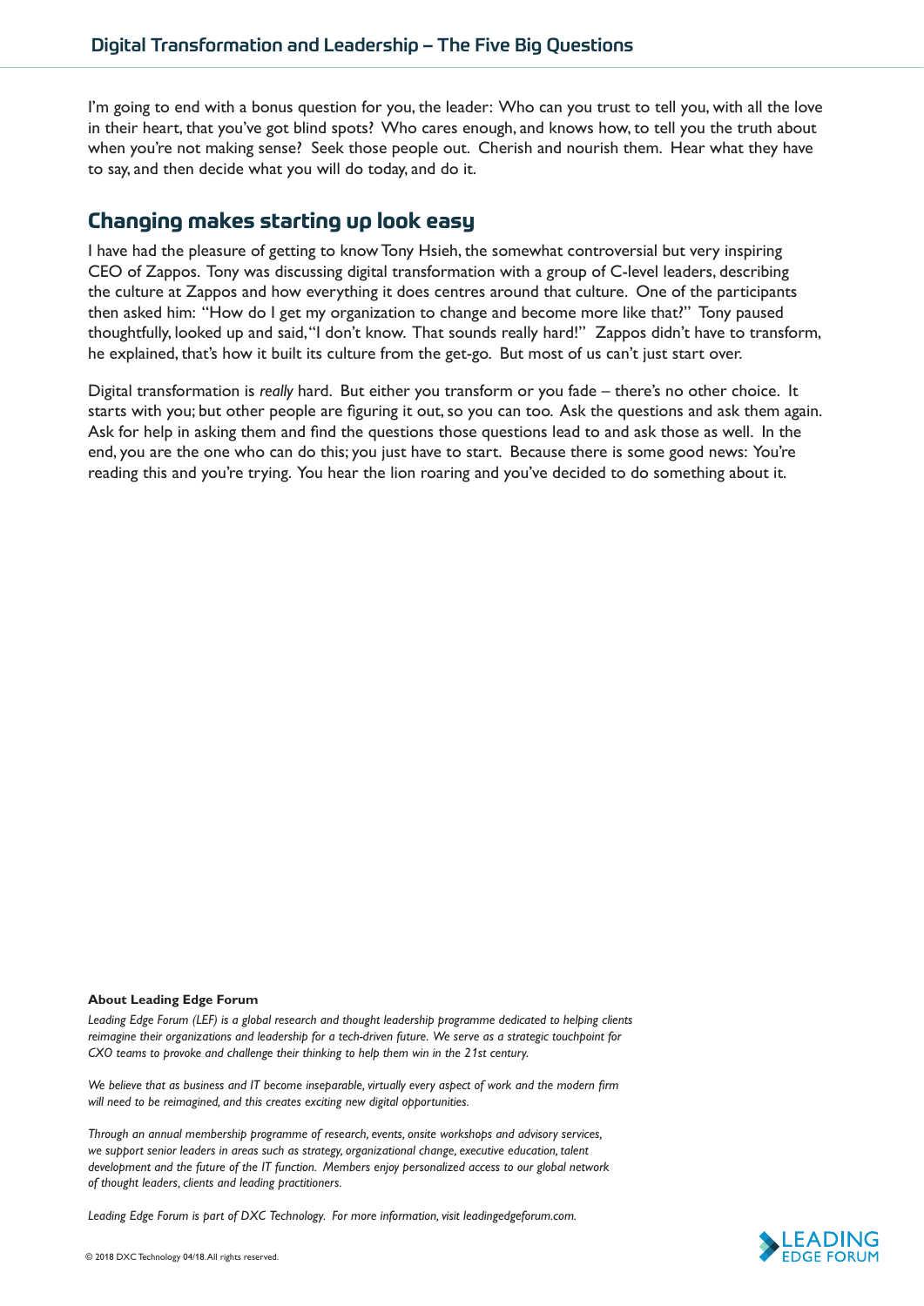I'm going to end with a bonus question for you, the leader: Who can you trust to tell you, with all the love in their heart, that you've got blind spots? Who cares enough, and knows how, to tell you the truth about when you're not making sense? Seek those people out. Cherish and nourish them. Hear what they have to say, and then decide what you will do today, and do it.

## Changing makes starting up look easy

I have had the pleasure of getting to know Tony Hsieh, the somewhat controversial but very inspiring CEO of Zappos. Tony was discussing digital transformation with a group of C-level leaders, describing the culture at Zappos and how everything it does centres around that culture. One of the participants then asked him: "How do I get my organization to change and become more like that?" Tony paused thoughtfully, looked up and said, "I don't know. That sounds really hard!" Zappos didn't have to transform, he explained, that's how it built its culture from the get-go. But most of us can't just start over.

Digital transformation is *really* hard. But either you transform or you fade – there's no other choice. It starts with you; but other people are figuring it out, so you can too. Ask the questions and ask them again. Ask for help in asking them and find the questions those questions lead to and ask those as well. In the end, you are the one who can do this; you just have to start. Because there is some good news: You're reading this and you're trying. You hear the lion roaring and you've decided to do something about it.

**About Leading Edge Forum**

*Leading Edge Forum (LEF) is a global research and thought leadership programme dedicated to helping clients reimagine their organizations and leadership for a tech-driven future. We serve as a strategic touchpoint for CXO teams to provoke and challenge their thinking to help them win in the 21st century.*

*We believe that as business and IT become inseparable, virtually every aspect of work and the modern firm will need to be reimagined, and this creates exciting new digital opportunities.*

*Through an annual membership programme of research, events, onsite workshops and advisory services, we support senior leaders in areas such as strategy, organizational change, executive education, talent development and the future of the IT function. Members enjoy personalized access to our global network of thought leaders, clients and leading practitioners.*

*Leading Edge Forum is part of DXC Technology. For more information, visit leadingedgeforum.com.*

© 2018 DXC Technology 04/18. All rights reserved.

LEADING EDGE FORUM